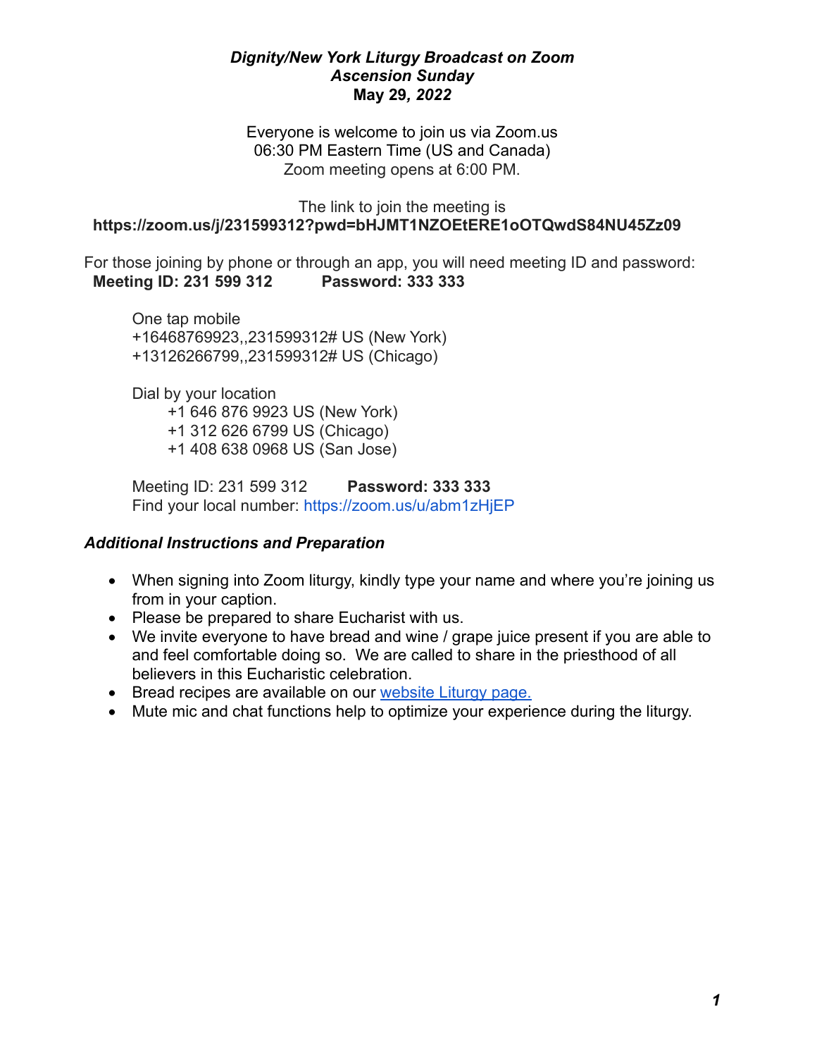***Dignity/New York Liturgy Broadcast on Zoom***
***Ascension Sunday***
**May 29*, 2022***

Everyone is welcome to join us via Zoom.us
06:30 PM Eastern Time (US and Canada)
Zoom meeting opens at 6:00 PM.

The link to join the meeting is
**https://zoom.us/j/231599312?pwd=bHJMT1NZOEtERE1oOTQwdS84NU45Zz09**

For those joining by phone or through an app, you will need meeting ID and password:
**Meeting ID: 231 599 312 Password: 333 333**

One tap mobile
+16468769923,,231599312# US (New York)
+13126266799,,231599312# US (Chicago)

Dial by your location
+1 646 876 9923 US (New York)
+1 312 626 6799 US (Chicago)
+1 408 638 0968 US (San Jose)

Meeting ID: 231 599 312 **Password: 333 333**
Find your local number: https://zoom.us/u/abm1zHjEP

***Additional Instructions and Preparation***

- When signing into Zoom liturgy, kindly type your name and where you're joining us from in your caption.
- Please be prepared to share Eucharist with us.
- We invite everyone to have bread and wine / grape juice present if you are able to and feel comfortable doing so. We are called to share in the priesthood of all believers in this Eucharistic celebration.
- Bread recipes are available on our website Liturgy page.
- Mute mic and chat functions help to optimize your experience during the liturgy.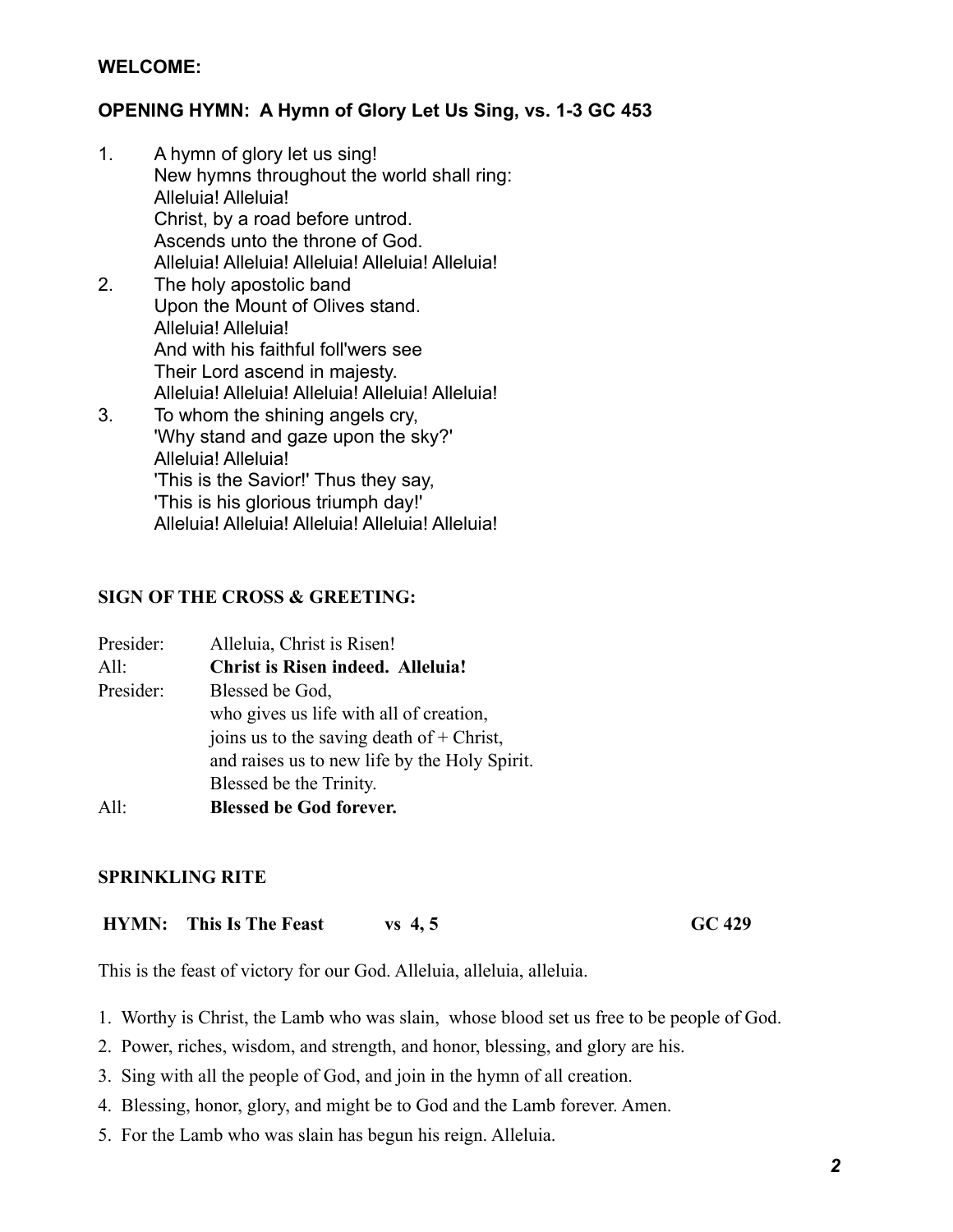**WELCOME:**

**OPENING HYMN: A Hymn of Glory Let Us Sing, vs. 1-3 GC 453**

1. A hymn of glory let us sing!
   New hymns throughout the world shall ring:
   Alleluia! Alleluia!
   Christ, by a road before untrod.
   Ascends unto the throne of God.
   Alleluia! Alleluia! Alleluia! Alleluia! Alleluia!
2. The holy apostolic band
   Upon the Mount of Olives stand.
   Alleluia! Alleluia!
   And with his faithful foll'wers see
   Their Lord ascend in majesty.
   Alleluia! Alleluia! Alleluia! Alleluia! Alleluia!
3. To whom the shining angels cry,
   'Why stand and gaze upon the sky?'
   Alleluia! Alleluia!
   'This is the Savior!' Thus they say,
   'This is his glorious triumph day!'
   Alleluia! Alleluia! Alleluia! Alleluia! Alleluia!

**SIGN OF THE CROSS & GREETING:**

Presider: Alleluia, Christ is Risen!
All: **Christ is Risen indeed. Alleluia!**
Presider: Blessed be God,
who gives us life with all of creation,
joins us to the saving death of + Christ,
and raises us to new life by the Holy Spirit.
Blessed be the Trinity.
All: **Blessed be God forever.**

**SPRINKLING RITE**

**HYMN: This Is The Feast vs 4, 5 GC 429**

This is the feast of victory for our God. Alleluia, alleluia, alleluia.

1. Worthy is Christ, the Lamb who was slain, whose blood set us free to be people of God.
2. Power, riches, wisdom, and strength, and honor, blessing, and glory are his.
3. Sing with all the people of God, and join in the hymn of all creation.
4. Blessing, honor, glory, and might be to God and the Lamb forever. Amen.
5. For the Lamb who was slain has begun his reign. Alleluia.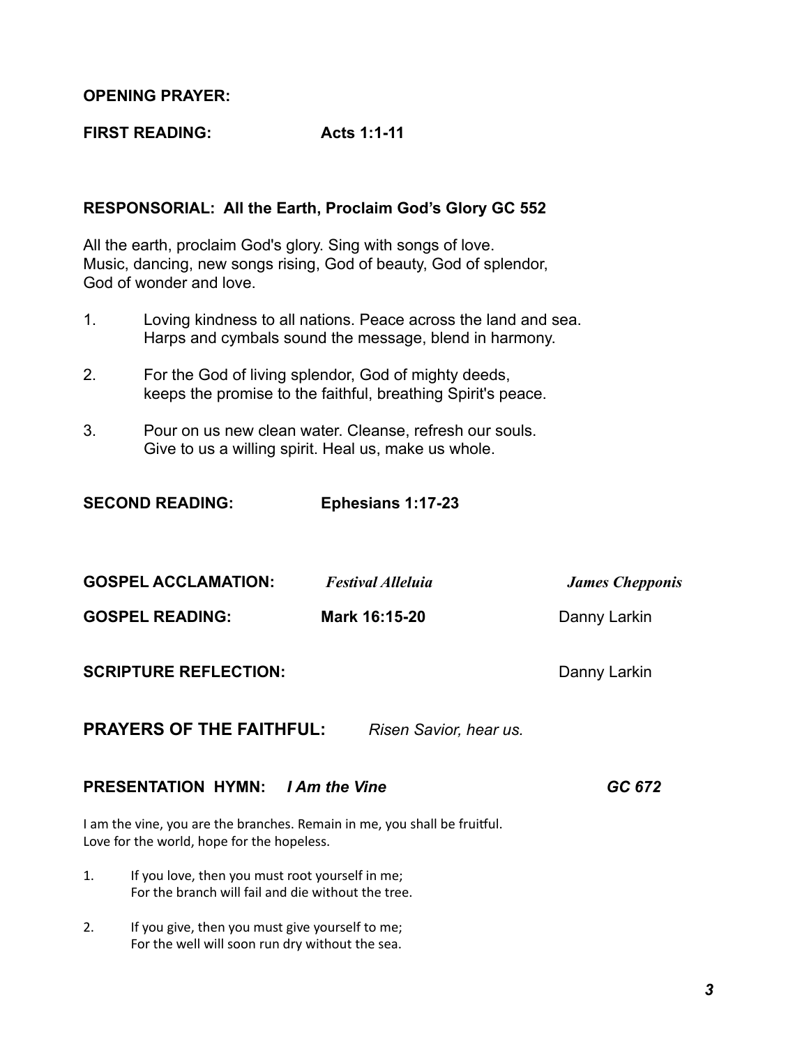**OPENING PRAYER:**

**FIRST READING:** **Acts 1:1-11**

**RESPONSORIAL: All the Earth, Proclaim God's Glory GC 552**

All the earth, proclaim God's glory. Sing with songs of love.
Music, dancing, new songs rising, God of beauty, God of splendor,
God of wonder and love.

1. Loving kindness to all nations. Peace across the land and sea.
   Harps and cymbals sound the message, blend in harmony.

2. For the God of living splendor, God of mighty deeds,
   keeps the promise to the faithful, breathing Spirit's peace.

3. Pour on us new clean water. Cleanse, refresh our souls.
   Give to us a willing spirit. Heal us, make us whole.

**SECOND READING:** **Ephesians 1:17-23**

**GOSPEL ACCLAMATION:** ***Festival Alleluia*** ***James Chepponis***

**GOSPEL READING:** **Mark 16:15-20** Danny Larkin

**SCRIPTURE REFLECTION:** Danny Larkin

**PRAYERS OF THE FAITHFUL:** *Risen Savior, hear us.*

**PRESENTATION HYMN:** ***I Am the Vine*** ***GC 672***

I am the vine, you are the branches. Remain in me, you shall be fruitful.
Love for the world, hope for the hopeless.

1. If you love, then you must root yourself in me;
   For the branch will fail and die without the tree.

2. If you give, then you must give yourself to me;
   For the well will soon run dry without the sea.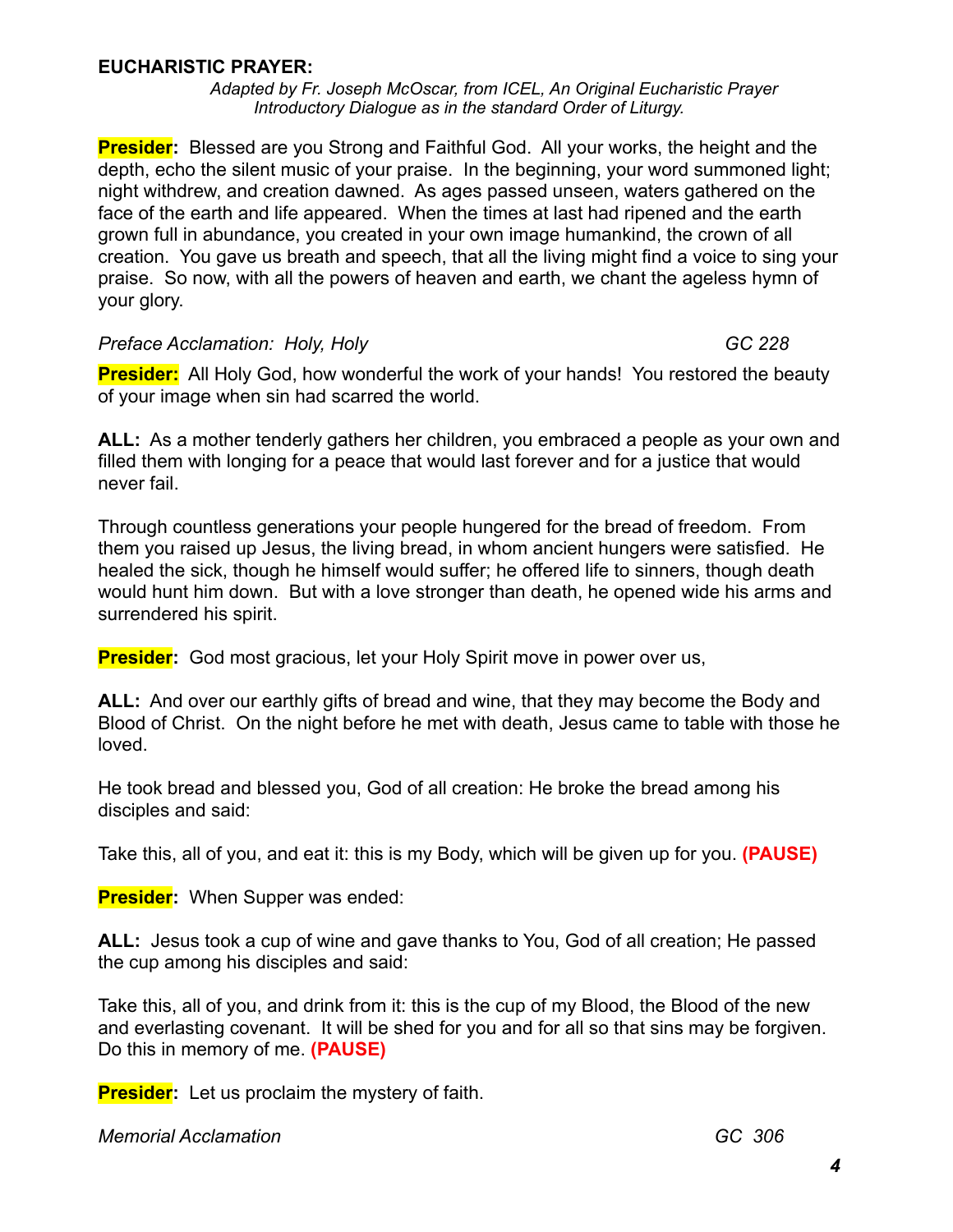**EUCHARISTIC PRAYER:**

*Adapted by Fr. Joseph McOscar, from ICEL, An Original Eucharistic Prayer*
*Introductory Dialogue as in the standard Order of Liturgy.*

**Presider:** Blessed are you Strong and Faithful God. All your works, the height and the depth, echo the silent music of your praise. In the beginning, your word summoned light; night withdrew, and creation dawned. As ages passed unseen, waters gathered on the face of the earth and life appeared. When the times at last had ripened and the earth grown full in abundance, you created in your own image humankind, the crown of all creation. You gave us breath and speech, that all the living might find a voice to sing your praise. So now, with all the powers of heaven and earth, we chant the ageless hymn of your glory.

*Preface Acclamation: Holy, Holy* — *GC 228*

**Presider:** All Holy God, how wonderful the work of your hands! You restored the beauty of your image when sin had scarred the world.

**ALL:** As a mother tenderly gathers her children, you embraced a people as your own and filled them with longing for a peace that would last forever and for a justice that would never fail.

Through countless generations your people hungered for the bread of freedom. From them you raised up Jesus, the living bread, in whom ancient hungers were satisfied. He healed the sick, though he himself would suffer; he offered life to sinners, though death would hunt him down. But with a love stronger than death, he opened wide his arms and surrendered his spirit.

**Presider:** God most gracious, let your Holy Spirit move in power over us,

**ALL:** And over our earthly gifts of bread and wine, that they may become the Body and Blood of Christ. On the night before he met with death, Jesus came to table with those he loved.

He took bread and blessed you, God of all creation: He broke the bread among his disciples and said:

Take this, all of you, and eat it: this is my Body, which will be given up for you. **(PAUSE)**

**Presider:** When Supper was ended:

**ALL:** Jesus took a cup of wine and gave thanks to You, God of all creation; He passed the cup among his disciples and said:

Take this, all of you, and drink from it: this is the cup of my Blood, the Blood of the new and everlasting covenant. It will be shed for you and for all so that sins may be forgiven. Do this in memory of me. **(PAUSE)**

**Presider:** Let us proclaim the mystery of faith.

*Memorial Acclamation* — *GC 306*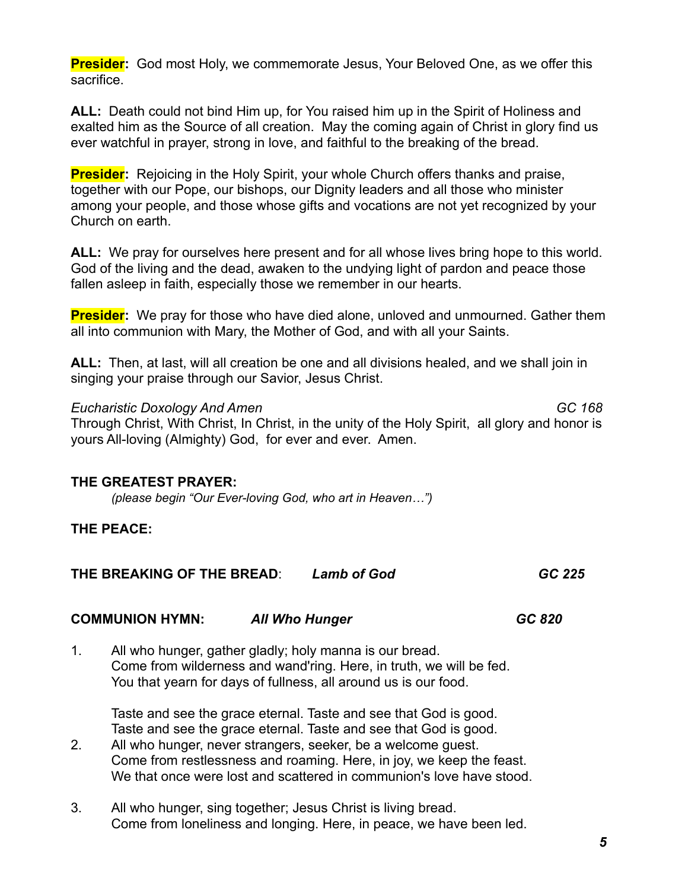**Presider:** God most Holy, we commemorate Jesus, Your Beloved One, as we offer this sacrifice.

**ALL:** Death could not bind Him up, for You raised him up in the Spirit of Holiness and exalted him as the Source of all creation. May the coming again of Christ in glory find us ever watchful in prayer, strong in love, and faithful to the breaking of the bread.

**Presider:** Rejoicing in the Holy Spirit, your whole Church offers thanks and praise, together with our Pope, our bishops, our Dignity leaders and all those who minister among your people, and those whose gifts and vocations are not yet recognized by your Church on earth.

**ALL:** We pray for ourselves here present and for all whose lives bring hope to this world. God of the living and the dead, awaken to the undying light of pardon and peace those fallen asleep in faith, especially those we remember in our hearts.

**Presider:** We pray for those who have died alone, unloved and unmourned. Gather them all into communion with Mary, the Mother of God, and with all your Saints.

**ALL:** Then, at last, will all creation be one and all divisions healed, and we shall join in singing your praise through our Savior, Jesus Christ.

*Eucharistic Doxology And Amen* — *GC 168*

Through Christ, With Christ, In Christ, in the unity of the Holy Spirit, all glory and honor is yours All-loving (Almighty) God, for ever and ever. Amen.

**THE GREATEST PRAYER:**

*(please begin "Our Ever-loving God, who art in Heaven…")*

**THE PEACE:**

**THE BREAKING OF THE BREAD**: ***Lamb of God*** ***GC 225***

**COMMUNION HYMN:** ***All Who Hunger*** ***GC 820***

1. All who hunger, gather gladly; holy manna is our bread.
   Come from wilderness and wand'ring. Here, in truth, we will be fed.
   You that yearn for days of fullness, all around us is our food.

   Taste and see the grace eternal. Taste and see that God is good.
   Taste and see the grace eternal. Taste and see that God is good.

2. All who hunger, never strangers, seeker, be a welcome guest.
   Come from restlessness and roaming. Here, in joy, we keep the feast.
   We that once were lost and scattered in communion's love have stood.

3. All who hunger, sing together; Jesus Christ is living bread.
   Come from loneliness and longing. Here, in peace, we have been led.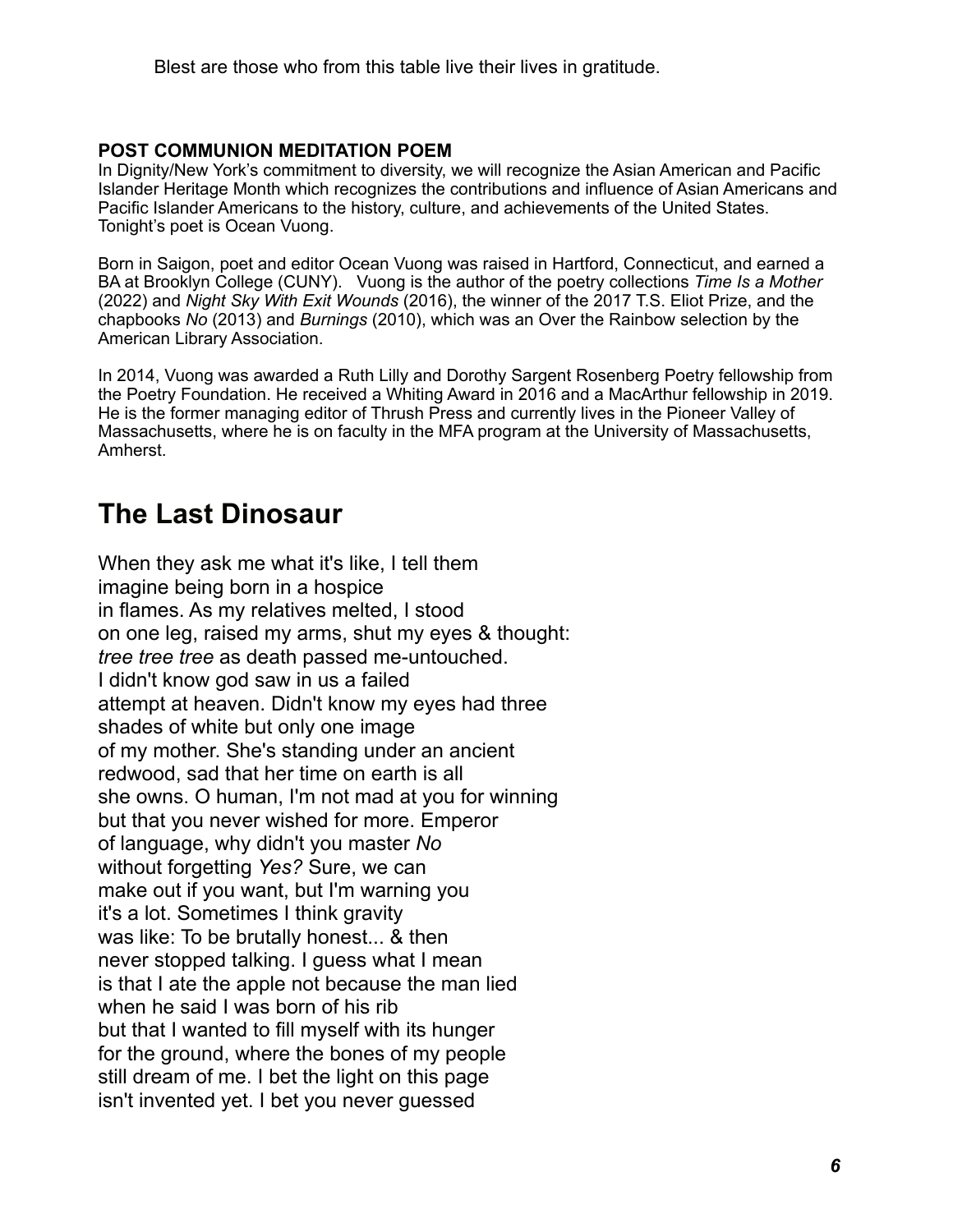Blest are those who from this table live their lives in gratitude.

**POST COMMUNION MEDITATION POEM**

In Dignity/New York's commitment to diversity, we will recognize the Asian American and Pacific Islander Heritage Month which recognizes the contributions and influence of Asian Americans and Pacific Islander Americans to the history, culture, and achievements of the United States. Tonight's poet is Ocean Vuong.

Born in Saigon, poet and editor Ocean Vuong was raised in Hartford, Connecticut, and earned a BA at Brooklyn College (CUNY). Vuong is the author of the poetry collections *Time Is a Mother* (2022) and *Night Sky With Exit Wounds* (2016), the winner of the 2017 T.S. Eliot Prize, and the chapbooks *No* (2013) and *Burnings* (2010), which was an Over the Rainbow selection by the American Library Association.

In 2014, Vuong was awarded a Ruth Lilly and Dorothy Sargent Rosenberg Poetry fellowship from the Poetry Foundation. He received a Whiting Award in 2016 and a MacArthur fellowship in 2019. He is the former managing editor of Thrush Press and currently lives in the Pioneer Valley of Massachusetts, where he is on faculty in the MFA program at the University of Massachusetts, Amherst.

# The Last Dinosaur

When they ask me what it's like, I tell them
imagine being born in a hospice
in flames. As my relatives melted, I stood
on one leg, raised my arms, shut my eyes & thought:
*tree tree tree* as death passed me-untouched.
I didn't know god saw in us a failed
attempt at heaven. Didn't know my eyes had three
shades of white but only one image
of my mother. She's standing under an ancient
redwood, sad that her time on earth is all
she owns. O human, I'm not mad at you for winning
but that you never wished for more. Emperor
of language, why didn't you master *No*
without forgetting *Yes?* Sure, we can
make out if you want, but I'm warning you
it's a lot. Sometimes I think gravity
was like: To be brutally honest... & then
never stopped talking. I guess what I mean
is that I ate the apple not because the man lied
when he said I was born of his rib
but that I wanted to fill myself with its hunger
for the ground, where the bones of my people
still dream of me. I bet the light on this page
isn't invented yet. I bet you never guessed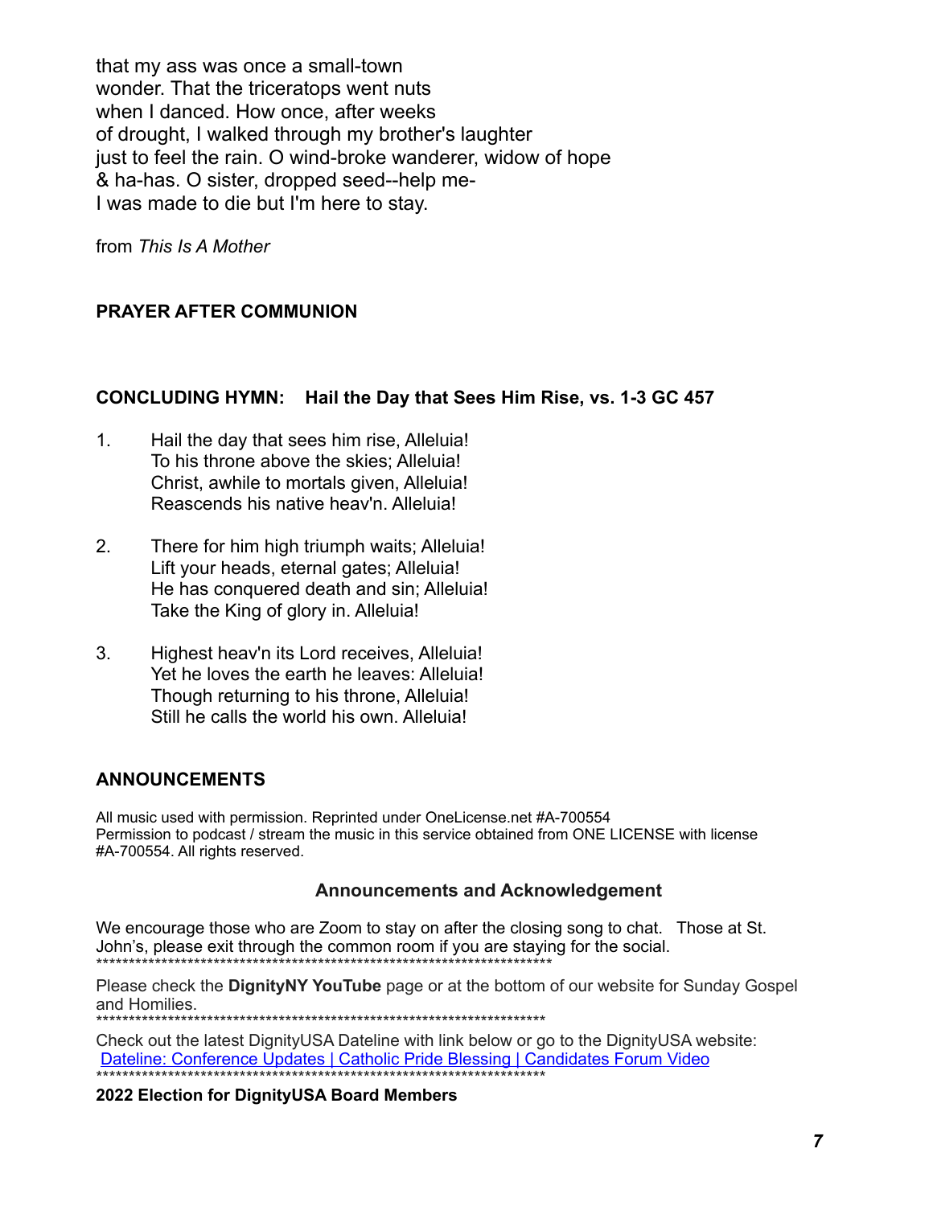that my ass was once a small-town
wonder. That the triceratops went nuts
when I danced. How once, after weeks
of drought, I walked through my brother's laughter
just to feel the rain. O wind-broke wanderer, widow of hope
& ha-has. O sister, dropped seed--help me-
I was made to die but I'm here to stay.

from *This Is A Mother*

**PRAYER AFTER COMMUNION**

**CONCLUDING HYMN: Hail the Day that Sees Him Rise, vs. 1-3 GC 457**

1. Hail the day that sees him rise, Alleluia!
   To his throne above the skies; Alleluia!
   Christ, awhile to mortals given, Alleluia!
   Reascends his native heav'n. Alleluia!

2. There for him high triumph waits; Alleluia!
   Lift your heads, eternal gates; Alleluia!
   He has conquered death and sin; Alleluia!
   Take the King of glory in. Alleluia!

3. Highest heav'n its Lord receives, Alleluia!
   Yet he loves the earth he leaves: Alleluia!
   Though returning to his throne, Alleluia!
   Still he calls the world his own. Alleluia!

**ANNOUNCEMENTS**

All music used with permission. Reprinted under OneLicense.net #A-700554
Permission to podcast / stream the music in this service obtained from ONE LICENSE with license #A-700554. All rights reserved.

**Announcements and Acknowledgement**

We encourage those who are Zoom to stay on after the closing song to chat. Those at St. John's, please exit through the common room if you are staying for the social.
**********************************************************************

Please check the **DignityNY YouTube** page or at the bottom of our website for Sunday Gospel and Homilies.
**********************************************************************

Check out the latest DignityUSA Dateline with link below or go to the DignityUSA website:
Dateline: Conference Updates | Catholic Pride Blessing | Candidates Forum Video
**********************************************************************

**2022 Election for DignityUSA Board Members**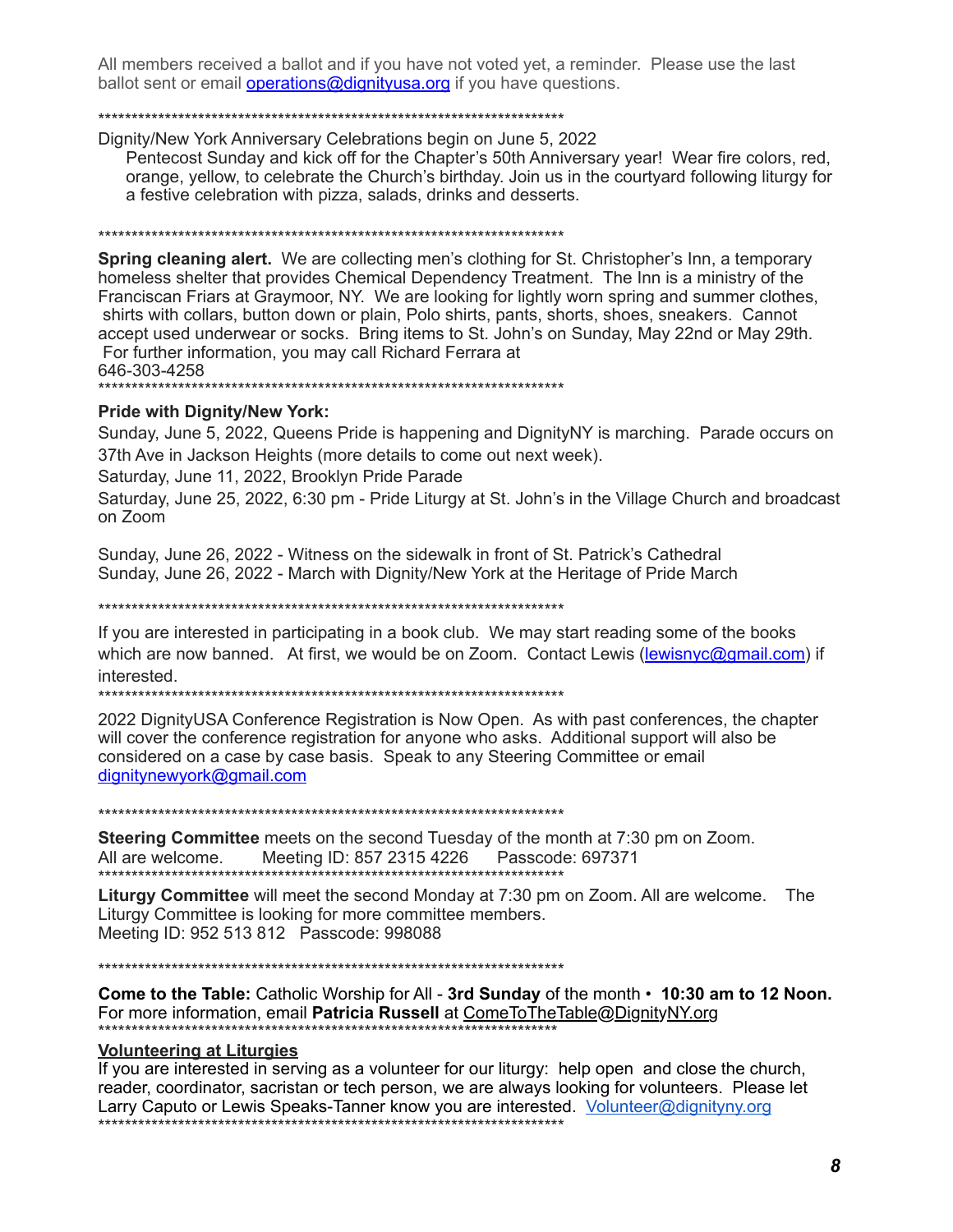All members received a ballot and if you have not voted yet, a reminder. Please use the last ballot sent or email operations@dignityusa.org if you have questions.

*************************************************************************

Dignity/New York Anniversary Celebrations begin on June 5, 2022

Pentecost Sunday and kick off for the Chapter's 50th Anniversary year! Wear fire colors, red, orange, yellow, to celebrate the Church's birthday. Join us in the courtyard following liturgy for a festive celebration with pizza, salads, drinks and desserts.

*************************************************************************

**Spring cleaning alert.** We are collecting men's clothing for St. Christopher's Inn, a temporary homeless shelter that provides Chemical Dependency Treatment. The Inn is a ministry of the Franciscan Friars at Graymoor, NY. We are looking for lightly worn spring and summer clothes, shirts with collars, button down or plain, Polo shirts, pants, shorts, shoes, sneakers. Cannot accept used underwear or socks. Bring items to St. John's on Sunday, May 22nd or May 29th. For further information, you may call Richard Ferrara at 646-303-4258

*************************************************************************

**Pride with Dignity/New York:**

Sunday, June 5, 2022, Queens Pride is happening and DignityNY is marching. Parade occurs on 37th Ave in Jackson Heights (more details to come out next week).

Saturday, June 11, 2022, Brooklyn Pride Parade

Saturday, June 25, 2022, 6:30 pm - Pride Liturgy at St. John's in the Village Church and broadcast on Zoom

Sunday, June 26, 2022 - Witness on the sidewalk in front of St. Patrick's Cathedral

Sunday, June 26, 2022 - March with Dignity/New York at the Heritage of Pride March

*************************************************************************

If you are interested in participating in a book club. We may start reading some of the books which are now banned. At first, we would be on Zoom. Contact Lewis (lewisnyc@gmail.com) if interested.

*************************************************************************

2022 DignityUSA Conference Registration is Now Open. As with past conferences, the chapter will cover the conference registration for anyone who asks. Additional support will also be considered on a case by case basis. Speak to any Steering Committee or email dignitynewyork@gmail.com

*************************************************************************

**Steering Committee** meets on the second Tuesday of the month at 7:30 pm on Zoom. All are welcome. Meeting ID: 857 2315 4226 Passcode: 697371

*************************************************************************

**Liturgy Committee** will meet the second Monday at 7:30 pm on Zoom. All are welcome. The Liturgy Committee is looking for more committee members.
Meeting ID: 952 513 812 Passcode: 998088

*************************************************************************

**Come to the Table:** Catholic Worship for All - **3rd Sunday** of the month • **10:30 am to 12 Noon.** For more information, email **Patricia Russell** at ComeToTheTable@DignityNY.org

*************************************************************************

**Volunteering at Liturgies**

If you are interested in serving as a volunteer for our liturgy: help open and close the church, reader, coordinator, sacristan or tech person, we are always looking for volunteers. Please let Larry Caputo or Lewis Speaks-Tanner know you are interested. Volunteer@dignityny.org

*************************************************************************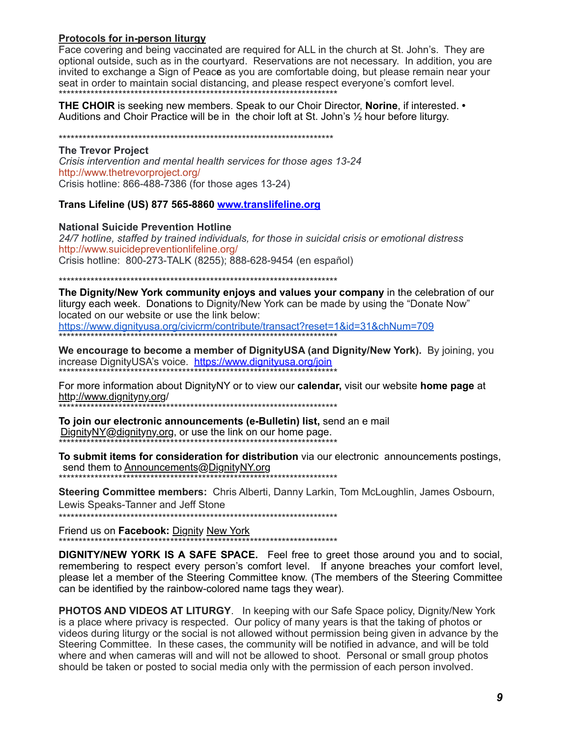**Protocols for in-person liturgy**

Face covering and being vaccinated are required for ALL in the church at St. John's. They are optional outside, such as in the courtyard. Reservations are not necessary. In addition, you are invited to exchange a Sign of Peace as you are comfortable doing, but please remain near your seat in order to maintain social distancing, and please respect everyone's comfort level.

************************************************************************

**THE CHOIR** is seeking new members. Speak to our Choir Director, **Norine**, if interested. • Auditions and Choir Practice will be in the choir loft at St. John's ½ hour before liturgy.

************************************************************************

**The Trevor Project**

*Crisis intervention and mental health services for those ages 13-24*

http://www.thetrevorproject.org/

Crisis hotline: 866-488-7386 (for those ages 13-24)

**Trans Lifeline (US) 877 565-8860 [www.translifeline.org](http://www.translifeline.org)**

**National Suicide Prevention Hotline**

*24/7 hotline, staffed by trained individuals, for those in suicidal crisis or emotional distress*

http://www.suicidepreventionlifeline.org/

Crisis hotline: 800-273-TALK (8255); 888-628-9454 (en español)

************************************************************************

**The Dignity/New York community enjoys and values your company** in the celebration of our liturgy each week. Donations to Dignity/New York can be made by using the "Donate Now" located on our website or use the link below:

https://www.dignityusa.org/civicrm/contribute/transact?reset=1&id=31&chNum=709

************************************************************************

**We encourage to become a member of DignityUSA (and Dignity/New York).** By joining, you increase DignityUSA's voice. https://www.dignityusa.org/join

************************************************************************

For more information about DignityNY or to view our **calendar,** visit our website **home page** at http://www.dignityny.org/

************************************************************************

**To join our electronic announcements (e-Bulletin) list,** send an e mail DignityNY@dignityny.org, or use the link on our home page.

************************************************************************

**To submit items for consideration for distribution** via our electronic announcements postings, send them to Announcements@DignityNY.org

************************************************************************

**Steering Committee members:** Chris Alberti, Danny Larkin, Tom McLoughlin, James Osbourn, Lewis Speaks-Tanner and Jeff Stone

************************************************************************

Friend us on **Facebook:** Dignity New York

************************************************************************

**DIGNITY/NEW YORK IS A SAFE SPACE.** Feel free to greet those around you and to social, remembering to respect every person's comfort level. If anyone breaches your comfort level, please let a member of the Steering Committee know. (The members of the Steering Committee can be identified by the rainbow-colored name tags they wear).

**PHOTOS AND VIDEOS AT LITURGY**. In keeping with our Safe Space policy, Dignity/New York is a place where privacy is respected. Our policy of many years is that the taking of photos or videos during liturgy or the social is not allowed without permission being given in advance by the Steering Committee. In these cases, the community will be notified in advance, and will be told where and when cameras will and will not be allowed to shoot. Personal or small group photos should be taken or posted to social media only with the permission of each person involved.